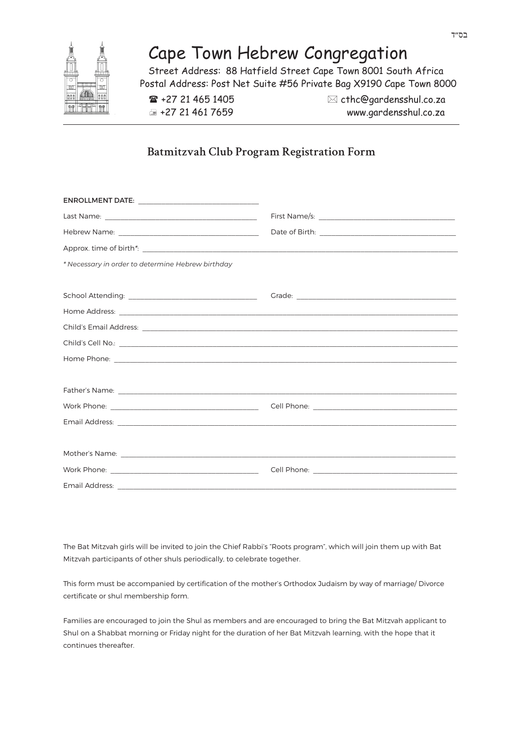בס"ד

# Cape Town Hebrew Congregation

Street Address: 88 Hatfield Street Cape Town 8001 South Africa
Postal Address: Post Net Suite #56 Private Bag X9190 Cape Town 8000

☎ +27 21 465 1405 ✉ cthc@gardensshul.co.za
📠 +27 21 461 7659 www.gardensshul.co.za

## Batmitzvah Club Program Registration Form

ENROLLMENT DATE: ______________________________

Last Name: ______________________________ First Name/s: ______________________________

Hebrew Name: ______________________________ Date of Birth: ______________________________

Approx. time of birth*: ______________________________

*\* Necessary in order to determine Hebrew birthday*

School Attending: ______________________________ Grade: ______________________________

Home Address: ______________________________

Child's Email Address: ______________________________

Child's Cell No.: ______________________________

Home Phone: ______________________________

Father's Name: ______________________________

Work Phone: ______________________________ Cell Phone: ______________________________

Email Address: ______________________________

Mother's Name: ______________________________

Work Phone: ______________________________ Cell Phone: ______________________________

Email Address: ______________________________

The Bat Mitzvah girls will be invited to join the Chief Rabbi's "Roots program", which will join them up with Bat Mitzvah participants of other shuls periodically, to celebrate together.

This form must be accompanied by certification of the mother's Orthodox Judaism by way of marriage/ Divorce certificate or shul membership form.

Families are encouraged to join the Shul as members and are encouraged to bring the Bat Mitzvah applicant to Shul on a Shabbat morning or Friday night for the duration of her Bat Mitzvah learning, with the hope that it continues thereafter.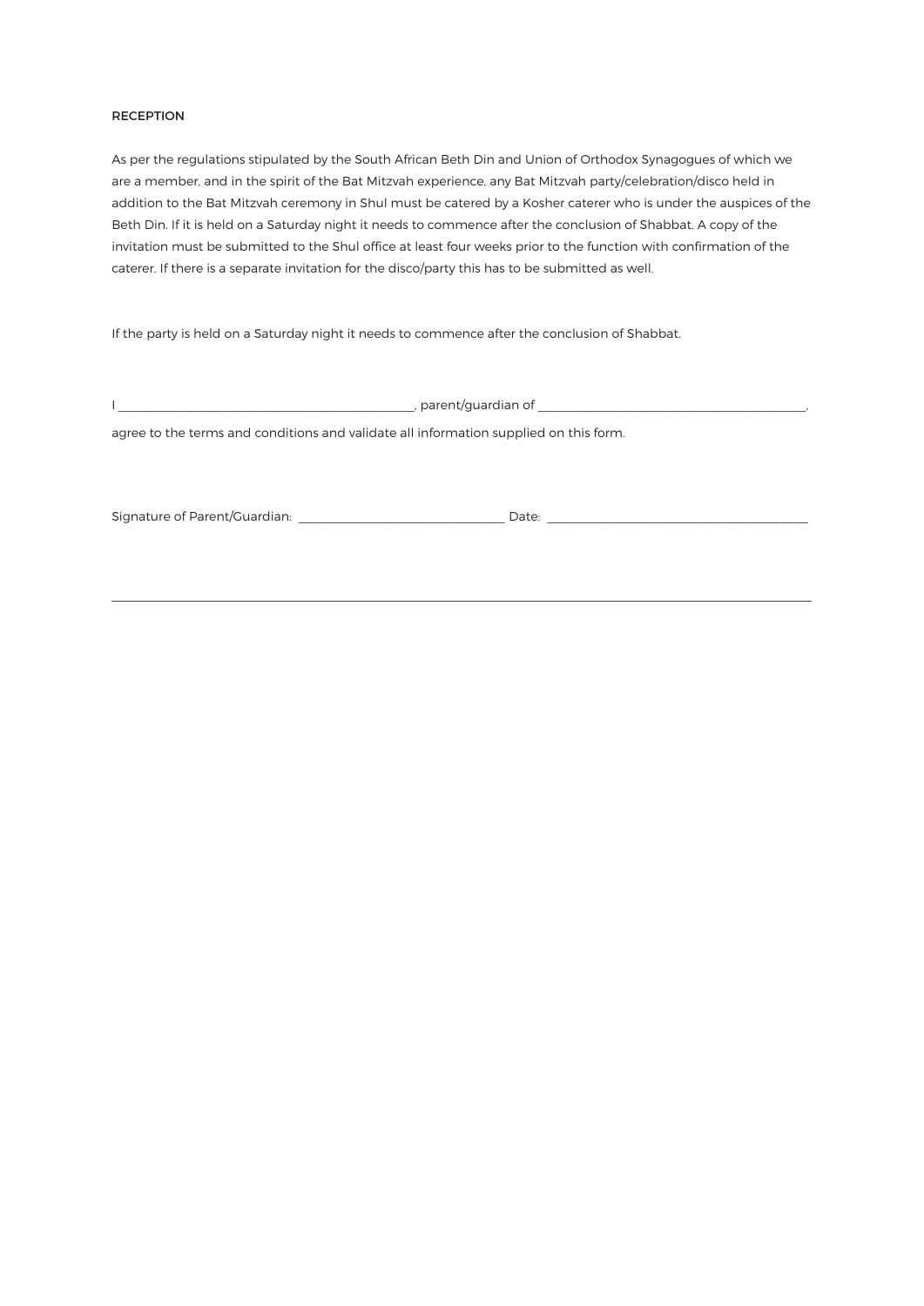RECEPTION

As per the regulations stipulated by the South African Beth Din and Union of Orthodox Synagogues of which we are a member, and in the spirit of the Bat Mitzvah experience, any Bat Mitzvah party/celebration/disco held in addition to the Bat Mitzvah ceremony in Shul must be catered by a Kosher caterer who is under the auspices of the Beth Din. If it is held on a Saturday night it needs to commence after the conclusion of Shabbat. A copy of the invitation must be submitted to the Shul office at least four weeks prior to the function with confirmation of the caterer. If there is a separate invitation for the disco/party this has to be submitted as well.

If the party is held on a Saturday night it needs to commence after the conclusion of Shabbat.

I ____________________________________________, parent/guardian of ________________________________________,

agree to the terms and conditions and validate all information supplied on this form.

Signature of Parent/Guardian: _______________________________ Date: _______________________________________

---